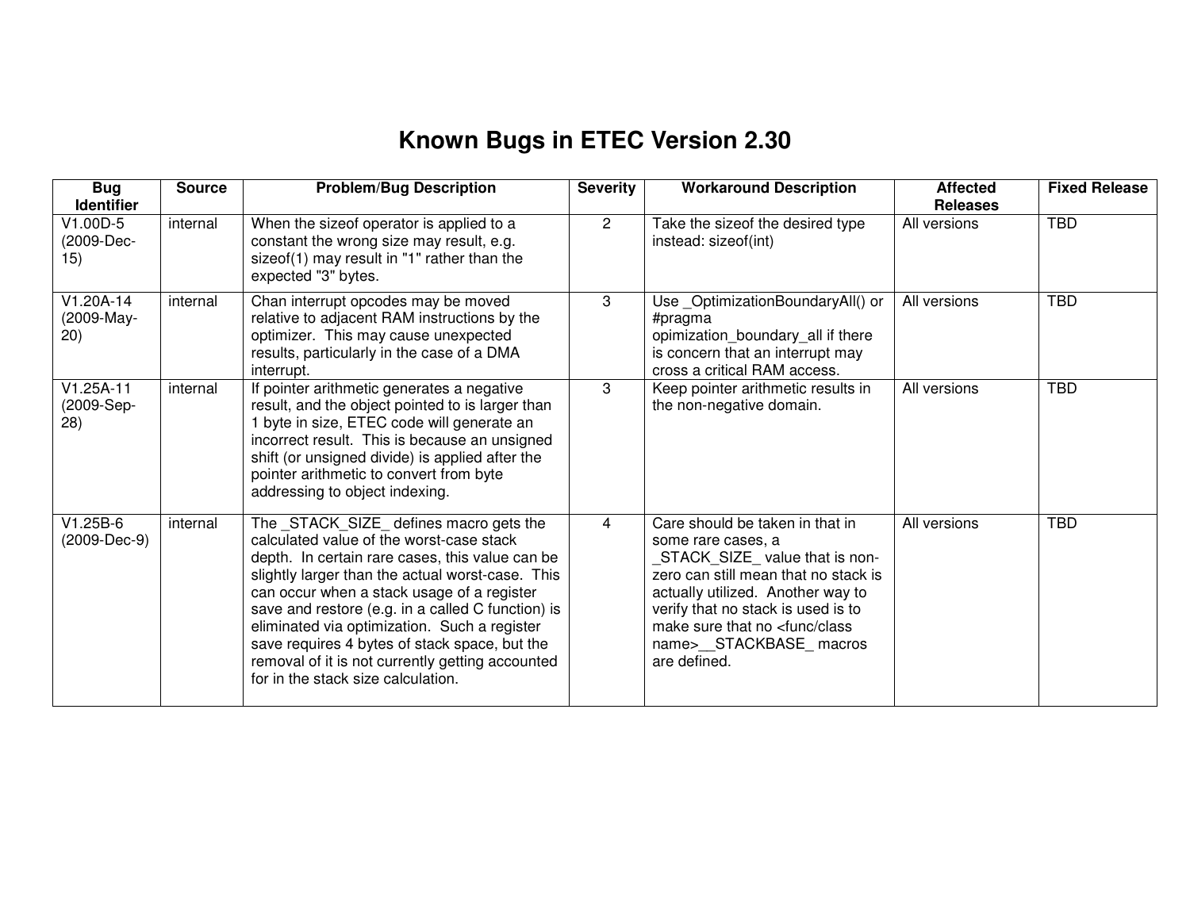# Known Bugs in ETEC Version 2.30

| Bug Identifier | Source | Problem/Bug Description | Severity | Workaround Description | Affected Releases | Fixed Release |
|---|---|---|---|---|---|---|
| V1.00D-5 (2009-Dec-15) | internal | When the sizeof operator is applied to a constant the wrong size may result, e.g. sizeof(1) may result in "1" rather than the expected "3" bytes. | 2 | Take the sizeof the desired type instead: sizeof(int) | All versions | TBD |
| V1.20A-14 (2009-May-20) | internal | Chan interrupt opcodes may be moved relative to adjacent RAM instructions by the optimizer. This may cause unexpected results, particularly in the case of a DMA interrupt. | 3 | Use _OptimizationBoundaryAll() or #pragma opimization_boundary_all if there is concern that an interrupt may cross a critical RAM access. | All versions | TBD |
| V1.25A-11 (2009-Sep-28) | internal | If pointer arithmetic generates a negative result, and the object pointed to is larger than 1 byte in size, ETEC code will generate an incorrect result. This is because an unsigned shift (or unsigned divide) is applied after the pointer arithmetic to convert from byte addressing to object indexing. | 3 | Keep pointer arithmetic results in the non-negative domain. | All versions | TBD |
| V1.25B-6 (2009-Dec-9) | internal | The _STACK_SIZE_ defines macro gets the calculated value of the worst-case stack depth. In certain rare cases, this value can be slightly larger than the actual worst-case. This can occur when a stack usage of a register save and restore (e.g. in a called C function) is eliminated via optimization. Such a register save requires 4 bytes of stack space, but the removal of it is not currently getting accounted for in the stack size calculation. | 4 | Care should be taken in that in some rare cases, a _STACK_SIZE_ value that is non-zero can still mean that no stack is actually utilized. Another way to verify that no stack is used is to make sure that no <func/class name>__STACKBASE_ macros are defined. | All versions | TBD |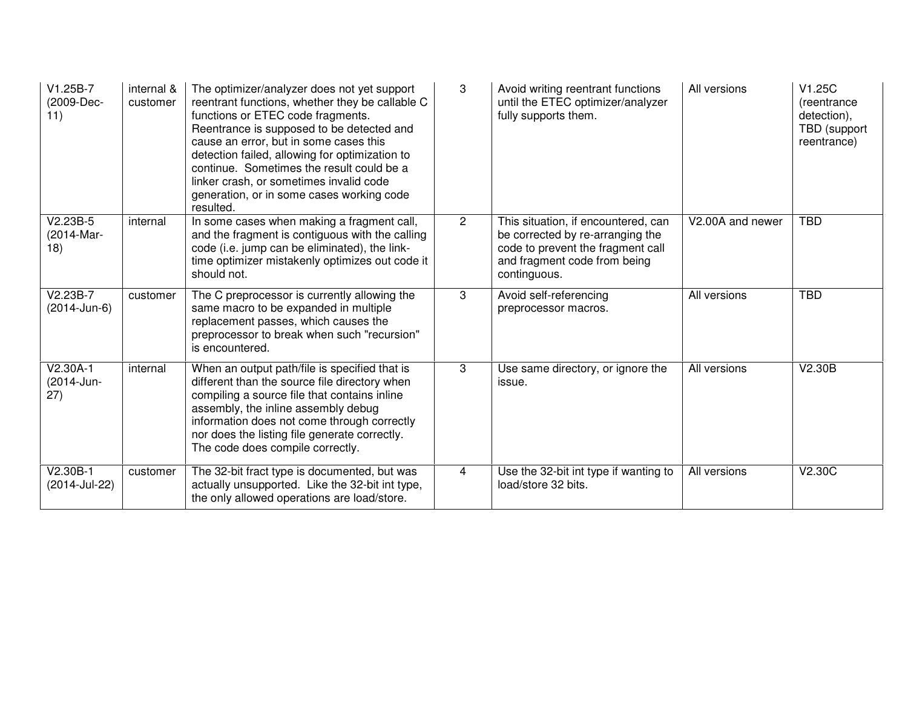| | | | | | | |
|---|---|---|---|---|---|---|
| V1.25B-7 (2009-Dec-11) | internal & customer | The optimizer/analyzer does not yet support reentrant functions, whether they be callable C functions or ETEC code fragments. Reentrance is supposed to be detected and cause an error, but in some cases this detection failed, allowing for optimization to continue. Sometimes the result could be a linker crash, or sometimes invalid code generation, or in some cases working code resulted. | 3 | Avoid writing reentrant functions until the ETEC optimizer/analyzer fully supports them. | All versions | V1.25C (reentrance detection), TBD (support reentrance) |
| V2.23B-5 (2014-Mar-18) | internal | In some cases when making a fragment call, and the fragment is contiguous with the calling code (i.e. jump can be eliminated), the link-time optimizer mistakenly optimizes out code it should not. | 2 | This situation, if encountered, can be corrected by re-arranging the code to prevent the fragment call and fragment code from being continguous. | V2.00A and newer | TBD |
| V2.23B-7 (2014-Jun-6) | customer | The C preprocessor is currently allowing the same macro to be expanded in multiple replacement passes, which causes the preprocessor to break when such "recursion" is encountered. | 3 | Avoid self-referencing preprocessor macros. | All versions | TBD |
| V2.30A-1 (2014-Jun-27) | internal | When an output path/file is specified that is different than the source file directory when compiling a source file that contains inline assembly, the inline assembly debug information does not come through correctly nor does the listing file generate correctly. The code does compile correctly. | 3 | Use same directory, or ignore the issue. | All versions | V2.30B |
| V2.30B-1 (2014-Jul-22) | customer | The 32-bit fract type is documented, but was actually unsupported. Like the 32-bit int type, the only allowed operations are load/store. | 4 | Use the 32-bit int type if wanting to load/store 32 bits. | All versions | V2.30C |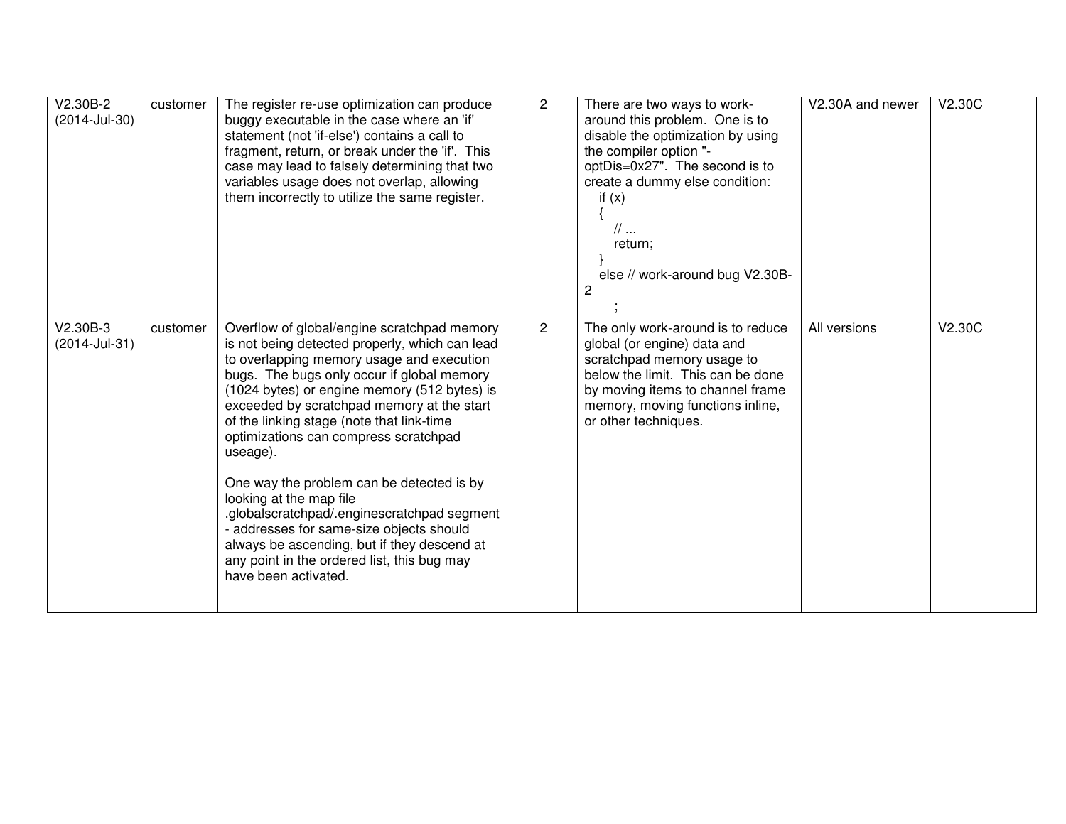| | | | | | | |
|---|---|---|---|---|---|---|
| V2.30B-2 (2014-Jul-30) | customer | The register re-use optimization can produce buggy executable in the case where an 'if' statement (not 'if-else') contains a call to fragment, return, or break under the 'if'. This case may lead to falsely determining that two variables usage does not overlap, allowing them incorrectly to utilize the same register. | 2 | There are two ways to work-around this problem. One is to disable the optimization by using the compiler option "-optDis=0x27". The second is to create a dummy else condition:<br>`if (x)`<br>`{`<br>`// ...`<br>`return;`<br>`}`<br>`else // work-around bug V2.30B-2`<br>`;` | V2.30A and newer | V2.30C |
| V2.30B-3 (2014-Jul-31) | customer | Overflow of global/engine scratchpad memory is not being detected properly, which can lead to overlapping memory usage and execution bugs. The bugs only occur if global memory (1024 bytes) or engine memory (512 bytes) is exceeded by scratchpad memory at the start of the linking stage (note that link-time optimizations can compress scratchpad useage).<br><br>One way the problem can be detected is by looking at the map file .globalscratchpad/.enginescratchpad segment - addresses for same-size objects should always be ascending, but if they descend at any point in the ordered list, this bug may have been activated. | 2 | The only work-around is to reduce global (or engine) data and scratchpad memory usage to below the limit. This can be done by moving items to channel frame memory, moving functions inline, or other techniques. | All versions | V2.30C |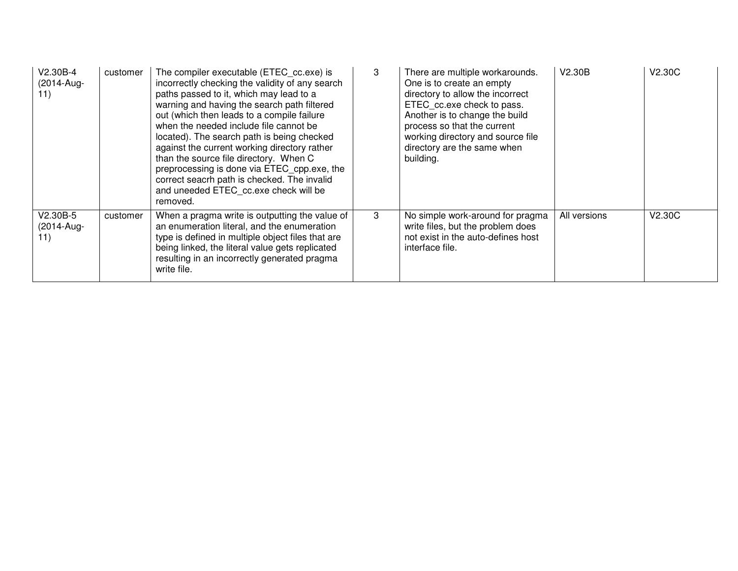| | | | | | | |
|---|---|---|---|---|---|---|
| V2.30B-4 (2014-Aug-11) | customer | The compiler executable (ETEC_cc.exe) is incorrectly checking the validity of any search paths passed to it, which may lead to a warning and having the search path filtered out (which then leads to a compile failure when the needed include file cannot be located). The search path is being checked against the current working directory rather than the source file directory. When C preprocessing is done via ETEC_cpp.exe, the correct seacrh path is checked. The invalid and uneeded ETEC_cc.exe check will be removed. | 3 | There are multiple workarounds. One is to create an empty directory to allow the incorrect ETEC_cc.exe check to pass. Another is to change the build process so that the current working directory and source file directory are the same when building. | V2.30B | V2.30C |
| V2.30B-5 (2014-Aug-11) | customer | When a pragma write is outputting the value of an enumeration literal, and the enumeration type is defined in multiple object files that are being linked, the literal value gets replicated resulting in an incorrectly generated pragma write file. | 3 | No simple work-around for pragma write files, but the problem does not exist in the auto-defines host interface file. | All versions | V2.30C |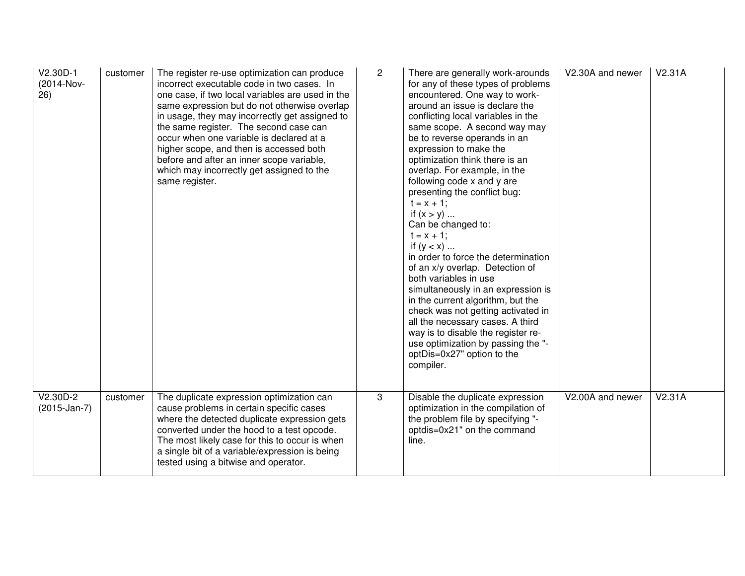| | | | | | | |
|---|---|---|---|---|---|---|
| V2.30D-1 (2014-Nov-26) | customer | The register re-use optimization can produce incorrect executable code in two cases. In one case, if two local variables are used in the same expression but do not otherwise overlap in usage, they may incorrectly get assigned to the same register. The second case can occur when one variable is declared at a higher scope, and then is accessed both before and after an inner scope variable, which may incorrectly get assigned to the same register. | 2 | There are generally work-arounds for any of these types of problems encountered. One way to work-around an issue is declare the conflicting local variables in the same scope. A second way may be to reverse operands in an expression to make the optimization think there is an overlap. For example, in the following code x and y are presenting the conflict bug:<br>t = x + 1;<br>if (x > y) ...<br>Can be changed to:<br>t = x + 1;<br>if (y < x) ...<br>in order to force the determination of an x/y overlap. Detection of both variables in use simultaneously in an expression is in the current algorithm, but the check was not getting activated in all the necessary cases. A third way is to disable the register re-use optimization by passing the "-optDis=0x27" option to the compiler. | V2.30A and newer | V2.31A |
| V2.30D-2 (2015-Jan-7) | customer | The duplicate expression optimization can cause problems in certain specific cases where the detected duplicate expression gets converted under the hood to a test opcode. The most likely case for this to occur is when a single bit of a variable/expression is being tested using a bitwise and operator. | 3 | Disable the duplicate expression optimization in the compilation of the problem file by specifying "-optdis=0x21" on the command line. | V2.00A and newer | V2.31A |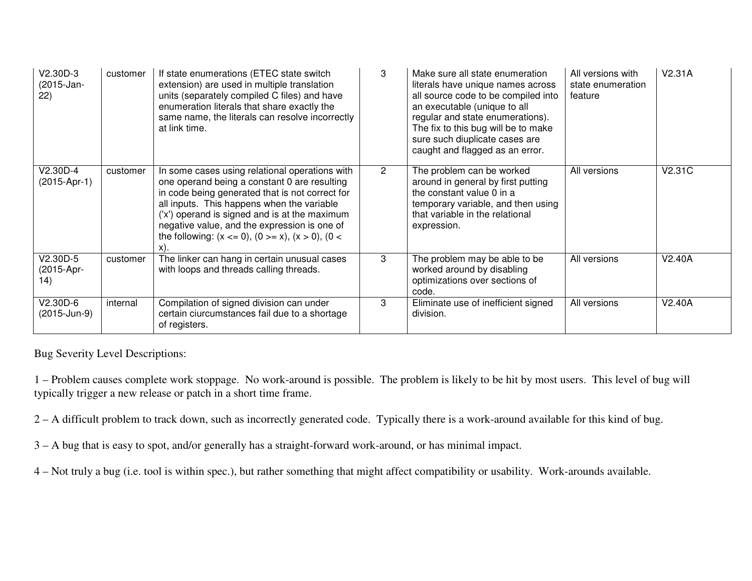| | | | | | | |
|---|---|---|---|---|---|---|
| V2.30D-3 (2015-Jan-22) | customer | If state enumerations (ETEC state switch extension) are used in multiple translation units (separately compiled C files) and have enumeration literals that share exactly the same name, the literals can resolve incorrectly at link time. | 3 | Make sure all state enumeration literals have unique names across all source code to be compiled into an executable (unique to all regular and state enumerations). The fix to this bug will be to make sure such diuplicate cases are caught and flagged as an error. | All versions with state enumeration feature | V2.31A |
| V2.30D-4 (2015-Apr-1) | customer | In some cases using relational operations with one operand being a constant 0 are resulting in code being generated that is not correct for all inputs. This happens when the variable ('x') operand is signed and is at the maximum negative value, and the expression is one of the following: (x <= 0), (0 >= x), (x > 0), (0 < x). | 2 | The problem can be worked around in general by first putting the constant value 0 in a temporary variable, and then using that variable in the relational expression. | All versions | V2.31C |
| V2.30D-5 (2015-Apr-14) | customer | The linker can hang in certain unusual cases with loops and threads calling threads. | 3 | The problem may be able to be worked around by disabling optimizations over sections of code. | All versions | V2.40A |
| V2.30D-6 (2015-Jun-9) | internal | Compilation of signed division can under certain ciurcumstances fail due to a shortage of registers. | 3 | Eliminate use of inefficient signed division. | All versions | V2.40A |

Bug Severity Level Descriptions:

1 – Problem causes complete work stoppage. No work-around is possible. The problem is likely to be hit by most users. This level of bug will typically trigger a new release or patch in a short time frame.

2 – A difficult problem to track down, such as incorrectly generated code. Typically there is a work-around available for this kind of bug.

3 – A bug that is easy to spot, and/or generally has a straight-forward work-around, or has minimal impact.

4 – Not truly a bug (i.e. tool is within spec.), but rather something that might affect compatibility or usability. Work-arounds available.